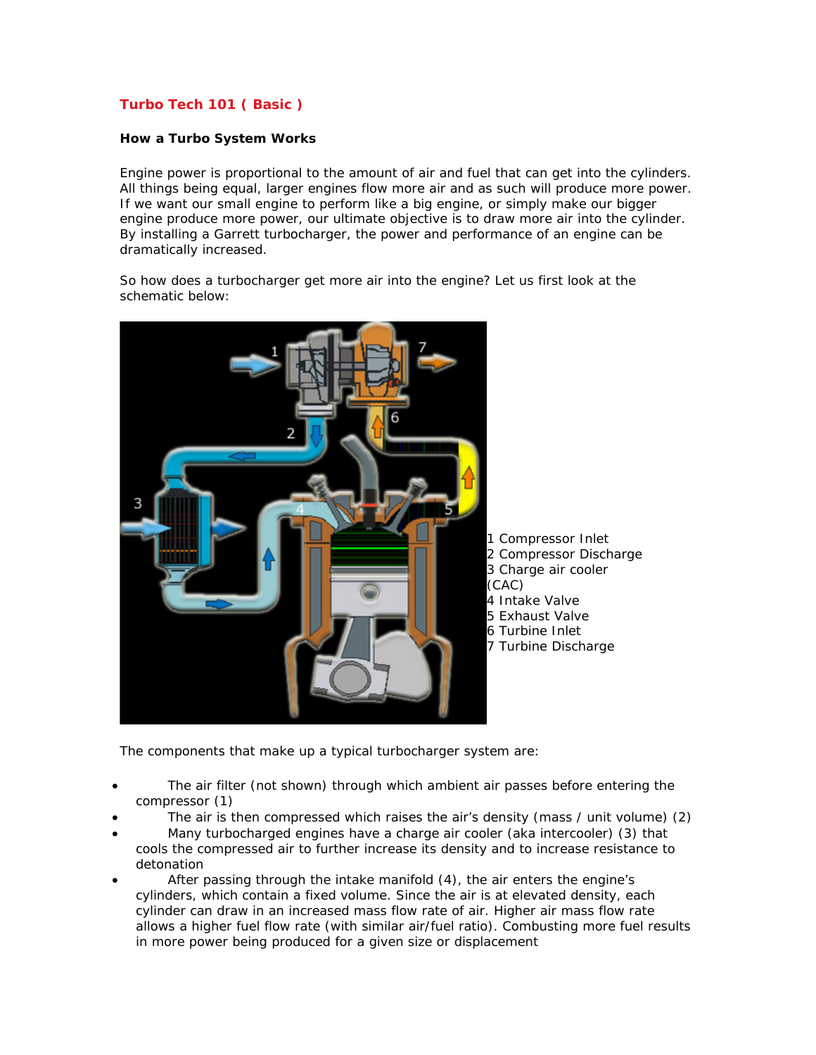# Turbo Tech 101 ( Basic )

## How a Turbo System Works

Engine power is proportional to the amount of air and fuel that can get into the cylinders. All things being equal, larger engines flow more air and as such will produce more power. If we want our small engine to perform like a big engine, or simply make our bigger engine produce more power, our ultimate objective is to draw more air into the cylinder. By installing a Garrett turbocharger, the power and performance of an engine can be dramatically increased.

So how does a turbocharger get more air into the engine? Let us first look at the schematic below:

1 Compressor Inlet
2 Compressor Discharge
3 Charge air cooler (CAC)
4 Intake Valve
5 Exhaust Valve
6 Turbine Inlet
7 Turbine Discharge

The components that make up a typical turbocharger system are:

- The air filter (not shown) through which ambient air passes before entering the compressor (1)
- The air is then compressed which raises the air's density (mass / unit volume) (2)
- Many turbocharged engines have a charge air cooler (aka intercooler) (3) that cools the compressed air to further increase its density and to increase resistance to detonation
- After passing through the intake manifold (4), the air enters the engine's cylinders, which contain a fixed volume. Since the air is at elevated density, each cylinder can draw in an increased mass flow rate of air. Higher air mass flow rate allows a higher fuel flow rate (with similar air/fuel ratio). Combusting more fuel results in more power being produced for a given size or displacement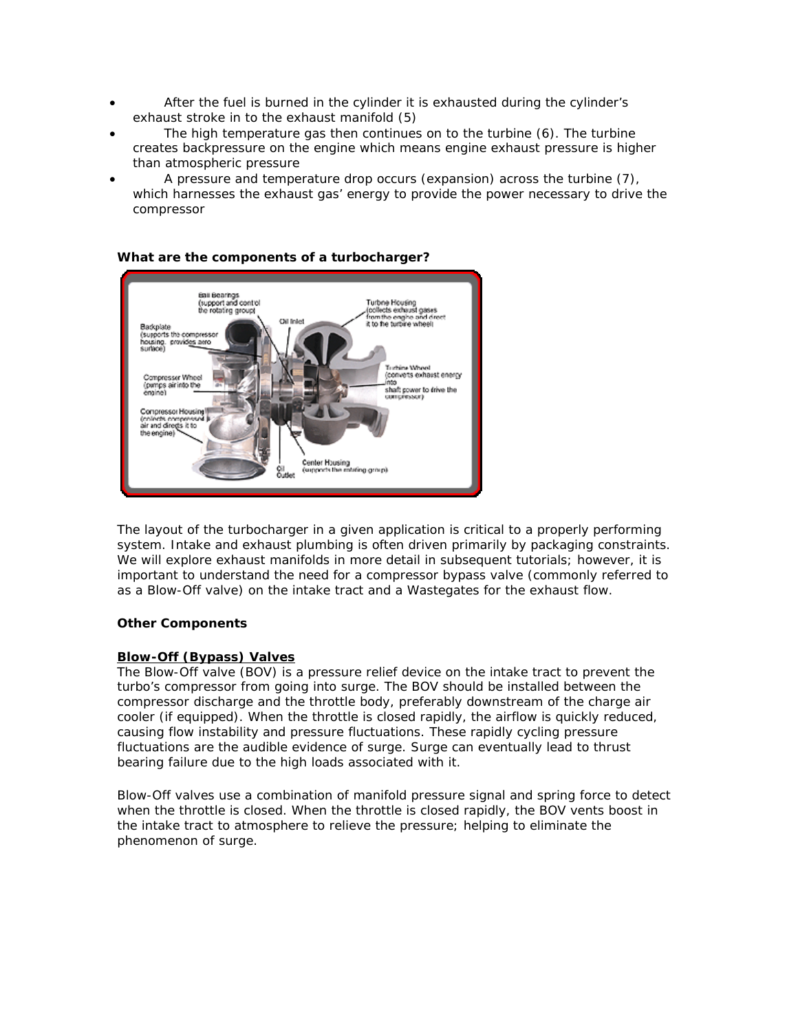- After the fuel is burned in the cylinder it is exhausted during the cylinder's exhaust stroke in to the exhaust manifold (5)
- The high temperature gas then continues on to the turbine (6). The turbine creates backpressure on the engine which means engine exhaust pressure is higher than atmospheric pressure
- A pressure and temperature drop occurs (expansion) across the turbine (7), which harnesses the exhaust gas' energy to provide the power necessary to drive the compressor

**What are the components of a turbocharger?**

The layout of the turbocharger in a given application is critical to a properly performing system. Intake and exhaust plumbing is often driven primarily by packaging constraints. We will explore exhaust manifolds in more detail in subsequent tutorials; however, it is important to understand the need for a compressor bypass valve (commonly referred to as a Blow-Off valve) on the intake tract and a Wastegates for the exhaust flow.

**Other Components**

**Blow-Off (Bypass) Valves**

The Blow-Off valve (BOV) is a pressure relief device on the intake tract to prevent the turbo's compressor from going into surge. The BOV should be installed between the compressor discharge and the throttle body, preferably downstream of the charge air cooler (if equipped). When the throttle is closed rapidly, the airflow is quickly reduced, causing flow instability and pressure fluctuations. These rapidly cycling pressure fluctuations are the audible evidence of surge. Surge can eventually lead to thrust bearing failure due to the high loads associated with it.

Blow-Off valves use a combination of manifold pressure signal and spring force to detect when the throttle is closed. When the throttle is closed rapidly, the BOV vents boost in the intake tract to atmosphere to relieve the pressure; helping to eliminate the phenomenon of surge.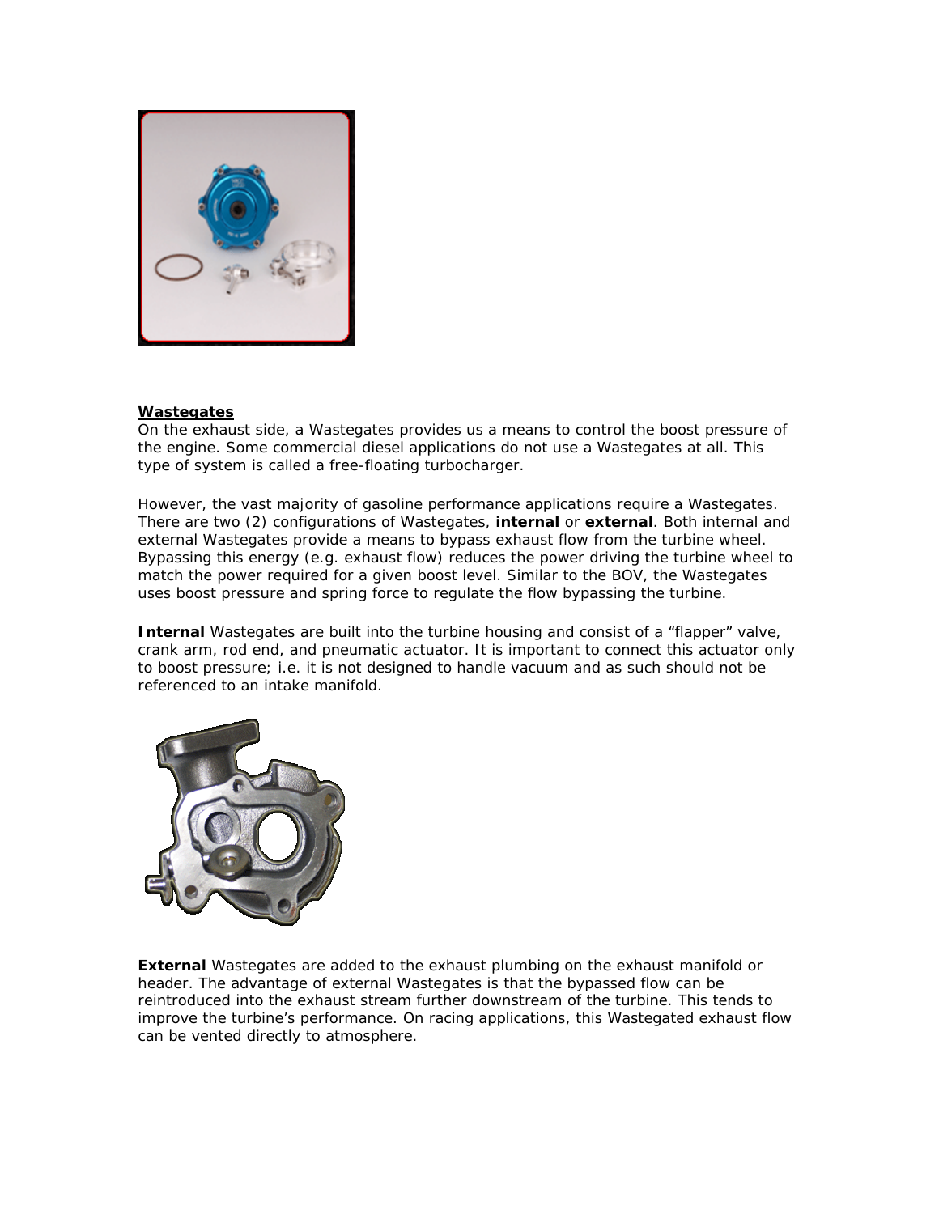**Wastegates**

On the exhaust side, a Wastegates provides us a means to control the boost pressure of the engine. Some commercial diesel applications do not use a Wastegates at all. This type of system is called a free-floating turbocharger.

However, the vast majority of gasoline performance applications require a Wastegates. There are two (2) configurations of Wastegates, **internal** or **external**. Both internal and external Wastegates provide a means to bypass exhaust flow from the turbine wheel. Bypassing this energy (e.g. exhaust flow) reduces the power driving the turbine wheel to match the power required for a given boost level. Similar to the BOV, the Wastegates uses boost pressure and spring force to regulate the flow bypassing the turbine.

**Internal** Wastegates are built into the turbine housing and consist of a "flapper" valve, crank arm, rod end, and pneumatic actuator. It is important to connect this actuator only to boost pressure; i.e. it is not designed to handle vacuum and as such should not be referenced to an intake manifold.

**External** Wastegates are added to the exhaust plumbing on the exhaust manifold or header. The advantage of external Wastegates is that the bypassed flow can be reintroduced into the exhaust stream further downstream of the turbine. This tends to improve the turbine's performance. On racing applications, this Wastegated exhaust flow can be vented directly to atmosphere.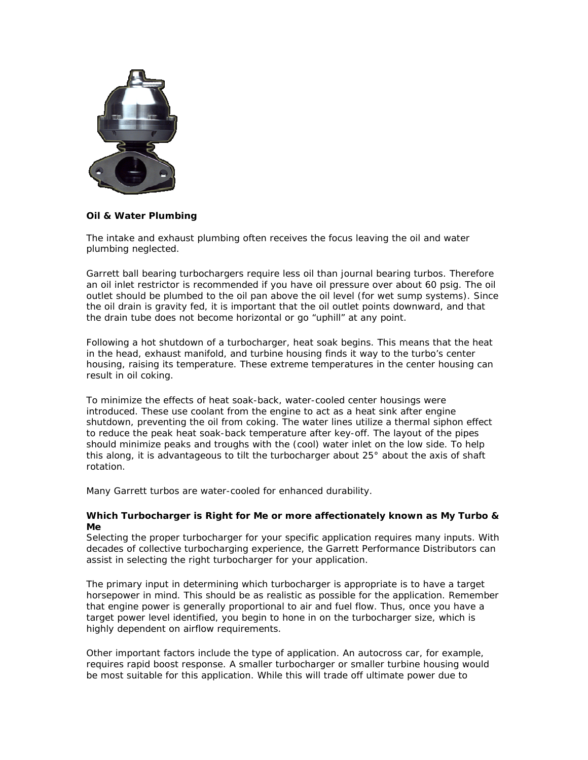**Oil & Water Plumbing**

The intake and exhaust plumbing often receives the focus leaving the oil and water plumbing neglected.

Garrett ball bearing turbochargers require less oil than journal bearing turbos. Therefore an oil inlet restrictor is recommended if you have oil pressure over about 60 psig. The oil outlet should be plumbed to the oil pan above the oil level (for wet sump systems). Since the oil drain is gravity fed, it is important that the oil outlet points downward, and that the drain tube does not become horizontal or go "uphill" at any point.

Following a hot shutdown of a turbocharger, heat soak begins. This means that the heat in the head, exhaust manifold, and turbine housing finds it way to the turbo's center housing, raising its temperature. These extreme temperatures in the center housing can result in oil coking.

To minimize the effects of heat soak-back, water-cooled center housings were introduced. These use coolant from the engine to act as a heat sink after engine shutdown, preventing the oil from coking. The water lines utilize a thermal siphon effect to reduce the peak heat soak-back temperature after key-off. The layout of the pipes should minimize peaks and troughs with the (cool) water inlet on the low side. To help this along, it is advantageous to tilt the turbocharger about 25° about the axis of shaft rotation.

Many Garrett turbos are water-cooled for enhanced durability.

**Which Turbocharger is Right for Me or more affectionately known as My Turbo & Me**

Selecting the proper turbocharger for your specific application requires many inputs. With decades of collective turbocharging experience, the Garrett Performance Distributors can assist in selecting the right turbocharger for your application.

The primary input in determining which turbocharger is appropriate is to have a target horsepower in mind. This should be as realistic as possible for the application. Remember that engine power is generally proportional to air and fuel flow. Thus, once you have a target power level identified, you begin to hone in on the turbocharger size, which is highly dependent on airflow requirements.

Other important factors include the type of application. An autocross car, for example, requires rapid boost response. A smaller turbocharger or smaller turbine housing would be most suitable for this application. While this will trade off ultimate power due to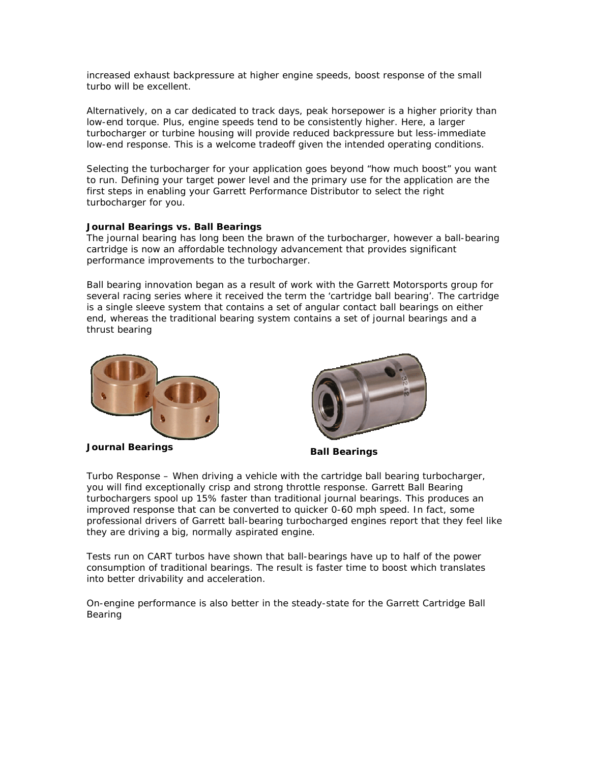increased exhaust backpressure at higher engine speeds, boost response of the small turbo will be excellent.

Alternatively, on a car dedicated to track days, peak horsepower is a higher priority than low-end torque. Plus, engine speeds tend to be consistently higher. Here, a larger turbocharger or turbine housing will provide reduced backpressure but less-immediate low-end response. This is a welcome tradeoff given the intended operating conditions.

Selecting the turbocharger for your application goes beyond "how much boost" you want to run. Defining your target power level and the primary use for the application are the first steps in enabling your Garrett Performance Distributor to select the right turbocharger for you.

**Journal Bearings vs. Ball Bearings**

The journal bearing has long been the brawn of the turbocharger, however a ball-bearing cartridge is now an affordable technology advancement that provides significant performance improvements to the turbocharger.

Ball bearing innovation began as a result of work with the Garrett Motorsports group for several racing series where it received the term the 'cartridge ball bearing'. The cartridge is a single sleeve system that contains a set of angular contact ball bearings on either end, whereas the traditional bearing system contains a set of journal bearings and a thrust bearing

**Journal Bearings**

**Ball Bearings**

Turbo Response – When driving a vehicle with the cartridge ball bearing turbocharger, you will find exceptionally crisp and strong throttle response. Garrett Ball Bearing turbochargers spool up 15% faster than traditional journal bearings. This produces an improved response that can be converted to quicker 0-60 mph speed. In fact, some professional drivers of Garrett ball-bearing turbocharged engines report that they feel like they are driving a big, normally aspirated engine.

Tests run on CART turbos have shown that ball-bearings have up to half of the power consumption of traditional bearings. The result is faster time to boost which translates into better drivability and acceleration.

On-engine performance is also better in the steady-state for the Garrett Cartridge Ball Bearing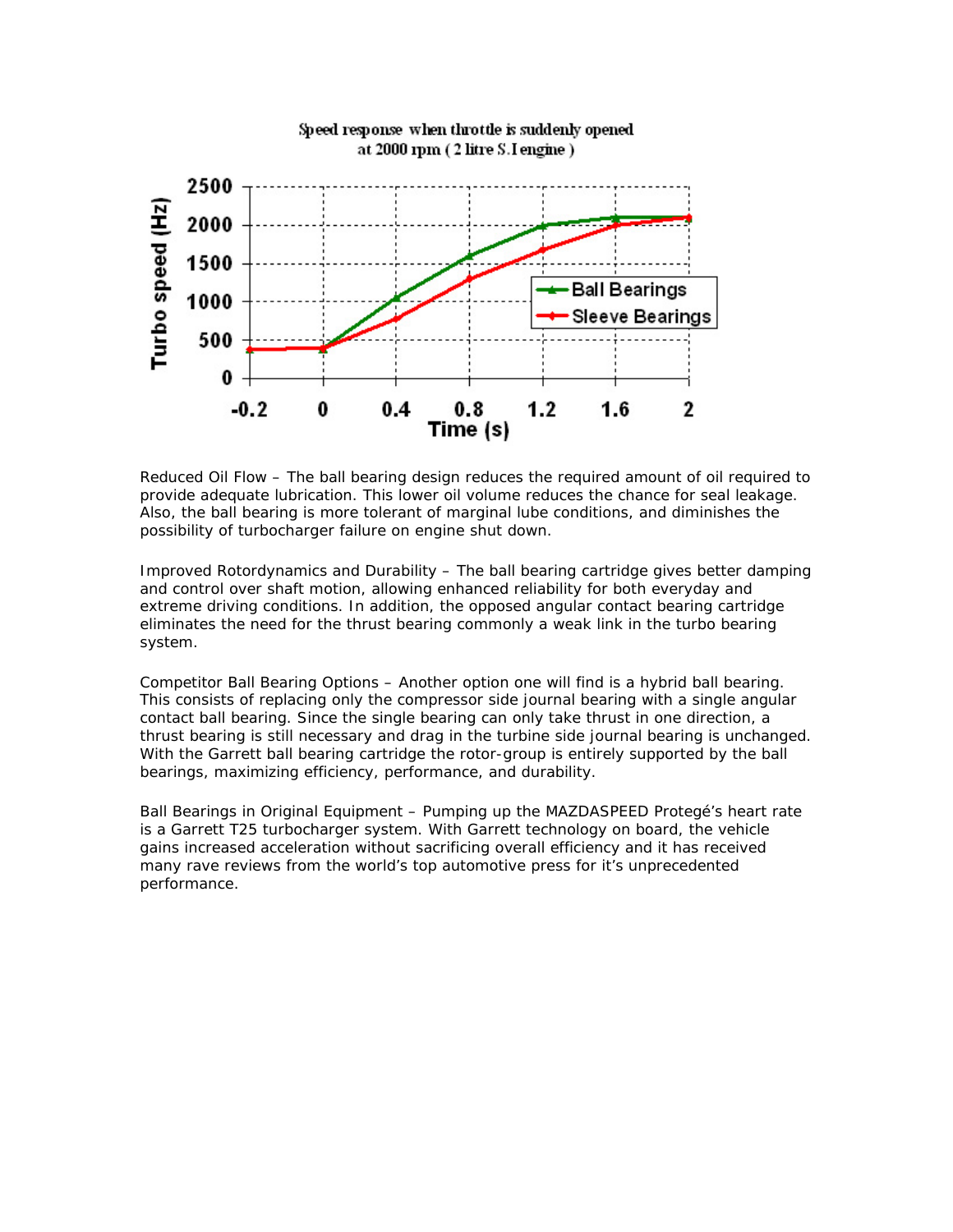Speed response when throttle is suddenly opened at 2000 rpm ( 2 litre S.I engine )

Turbo speed (Hz)

2500
2000
1500
1000
500
0

-0.2
0
0.4
0.8
1.2
1.6
2

Time (s)

Ball Bearings
Sleeve Bearings

Reduced Oil Flow – The ball bearing design reduces the required amount of oil required to provide adequate lubrication. This lower oil volume reduces the chance for seal leakage. Also, the ball bearing is more tolerant of marginal lube conditions, and diminishes the possibility of turbocharger failure on engine shut down.

Improved Rotordynamics and Durability – The ball bearing cartridge gives better damping and control over shaft motion, allowing enhanced reliability for both everyday and extreme driving conditions. In addition, the opposed angular contact bearing cartridge eliminates the need for the thrust bearing commonly a weak link in the turbo bearing system.

Competitor Ball Bearing Options – Another option one will find is a hybrid ball bearing. This consists of replacing only the compressor side journal bearing with a single angular contact ball bearing. Since the single bearing can only take thrust in one direction, a thrust bearing is still necessary and drag in the turbine side journal bearing is unchanged. With the Garrett ball bearing cartridge the rotor-group is entirely supported by the ball bearings, maximizing efficiency, performance, and durability.

Ball Bearings in Original Equipment – Pumping up the MAZDASPEED Protegé's heart rate is a Garrett T25 turbocharger system. With Garrett technology on board, the vehicle gains increased acceleration without sacrificing overall efficiency and it has received many rave reviews from the world's top automotive press for it's unprecedented performance.